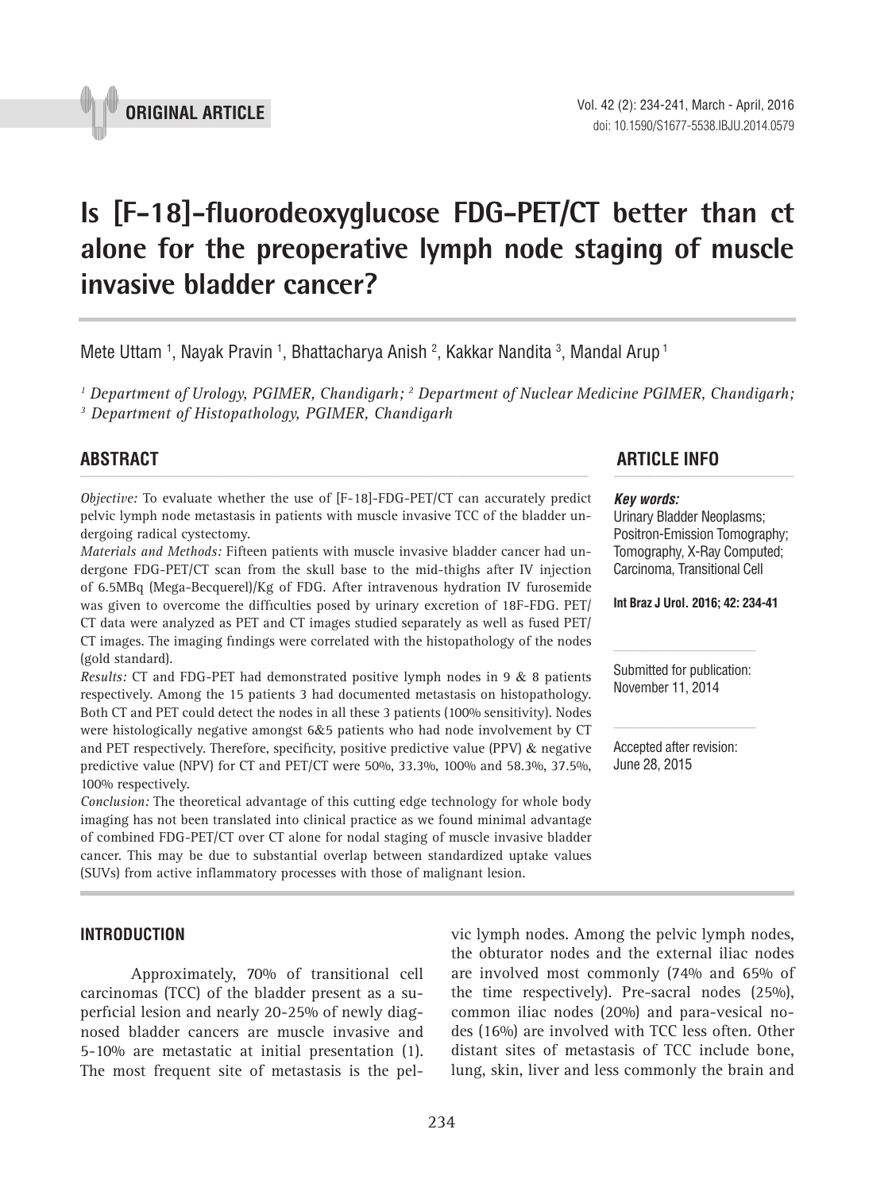ORIGINAL ARTICLE

# Is [F-18]-fluorodeoxyglucose FDG-PET/CT better than ct alone for the preoperative lymph node staging of muscle invasive bladder cancer?

Mete Uttam [1], Nayak Pravin [1], Bhattacharya Anish [2], Kakkar Nandita [3], Mandal Arup [1]

*[1] Department of Urology, PGIMER, Chandigarh; [2] Department of Nuclear Medicine PGIMER, Chandigarh; [3] Department of Histopathology, PGIMER, Chandigarh*

## ABSTRACT

*Objective:* To evaluate whether the use of [F-18]-FDG-PET/CT can accurately predict pelvic lymph node metastasis in patients with muscle invasive TCC of the bladder undergoing radical cystectomy.

*Materials and Methods:* Fifteen patients with muscle invasive bladder cancer had undergone FDG-PET/CT scan from the skull base to the mid-thighs after IV injection of 6.5MBq (Mega-Becquerel)/Kg of FDG. After intravenous hydration IV furosemide was given to overcome the difficulties posed by urinary excretion of 18F-FDG. PET/CT data were analyzed as PET and CT images studied separately as well as fused PET/CT images. The imaging findings were correlated with the histopathology of the nodes (gold standard).

*Results:* CT and FDG-PET had demonstrated positive lymph nodes in 9 & 8 patients respectively. Among the 15 patients 3 had documented metastasis on histopathology. Both CT and PET could detect the nodes in all these 3 patients (100% sensitivity). Nodes were histologically negative amongst 6&5 patients who had node involvement by CT and PET respectively. Therefore, specificity, positive predictive value (PPV) & negative predictive value (NPV) for CT and PET/CT were 50%, 33.3%, 100% and 58.3%, 37.5%, 100% respectively.

*Conclusion:* The theoretical advantage of this cutting edge technology for whole body imaging has not been translated into clinical practice as we found minimal advantage of combined FDG-PET/CT over CT alone for nodal staging of muscle invasive bladder cancer. This may be due to substantial overlap between standardized uptake values (SUVs) from active inflammatory processes with those of malignant lesion.

## ARTICLE INFO

***Key words:***
Urinary Bladder Neoplasms; Positron-Emission Tomography; Tomography, X-Ray Computed; Carcinoma, Transitional Cell

**Int Braz J Urol. 2016; 42: 234-41**

Submitted for publication:
November 11, 2014

Accepted after revision:
June 28, 2015

## INTRODUCTION

Approximately, 70% of transitional cell carcinomas (TCC) of the bladder present as a superficial lesion and nearly 20-25% of newly diagnosed bladder cancers are muscle invasive and 5-10% are metastatic at initial presentation (1). The most frequent site of metastasis is the pelvic lymph nodes. Among the pelvic lymph nodes, the obturator nodes and the external iliac nodes are involved most commonly (74% and 65% of the time respectively). Pre-sacral nodes (25%), common iliac nodes (20%) and para-vesical nodes (16%) are involved with TCC less often. Other distant sites of metastasis of TCC include bone, lung, skin, liver and less commonly the brain and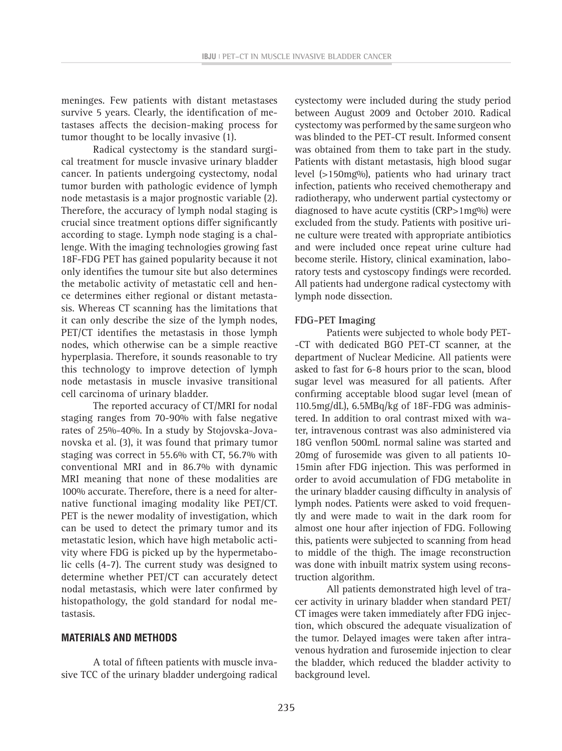meninges. Few patients with distant metastases survive 5 years. Clearly, the identification of metastases affects the decision-making process for tumor thought to be locally invasive (1).

Radical cystectomy is the standard surgical treatment for muscle invasive urinary bladder cancer. In patients undergoing cystectomy, nodal tumor burden with pathologic evidence of lymph node metastasis is a major prognostic variable (2). Therefore, the accuracy of lymph nodal staging is crucial since treatment options differ significantly according to stage. Lymph node staging is a challenge. With the imaging technologies growing fast 18F-FDG PET has gained popularity because it not only identifies the tumour site but also determines the metabolic activity of metastatic cell and hence determines either regional or distant metastasis. Whereas CT scanning has the limitations that it can only describe the size of the lymph nodes, PET/CT identifies the metastasis in those lymph nodes, which otherwise can be a simple reactive hyperplasia. Therefore, it sounds reasonable to try this technology to improve detection of lymph node metastasis in muscle invasive transitional cell carcinoma of urinary bladder.

The reported accuracy of CT/MRI for nodal staging ranges from 70-90% with false negative rates of 25%-40%. In a study by Stojovska-Jovanovska et al. (3), it was found that primary tumor staging was correct in 55.6% with CT, 56.7% with conventional MRI and in 86.7% with dynamic MRI meaning that none of these modalities are 100% accurate. Therefore, there is a need for alternative functional imaging modality like PET/CT. PET is the newer modality of investigation, which can be used to detect the primary tumor and its metastatic lesion, which have high metabolic activity where FDG is picked up by the hypermetabolic cells (4-7). The current study was designed to determine whether PET/CT can accurately detect nodal metastasis, which were later confirmed by histopathology, the gold standard for nodal metastasis.

## MATERIALS AND METHODS

A total of fifteen patients with muscle invasive TCC of the urinary bladder undergoing radical cystectomy were included during the study period between August 2009 and October 2010. Radical cystectomy was performed by the same surgeon who was blinded to the PET-CT result. Informed consent was obtained from them to take part in the study. Patients with distant metastasis, high blood sugar level (>150mg%), patients who had urinary tract infection, patients who received chemotherapy and radiotherapy, who underwent partial cystectomy or diagnosed to have acute cystitis (CRP>1mg%) were excluded from the study. Patients with positive urine culture were treated with appropriate antibiotics and were included once repeat urine culture had become sterile. History, clinical examination, laboratory tests and cystoscopy findings were recorded. All patients had undergone radical cystectomy with lymph node dissection.

### FDG-PET Imaging

Patients were subjected to whole body PET-CT with dedicated BGO PET-CT scanner, at the department of Nuclear Medicine. All patients were asked to fast for 6-8 hours prior to the scan, blood sugar level was measured for all patients. After confirming acceptable blood sugar level (mean of 110.5mg/dL), 6.5MBq/kg of 18F-FDG was administered. In addition to oral contrast mixed with water, intravenous contrast was also administered via 18G venflon 500mL normal saline was started and 20mg of furosemide was given to all patients 10-15min after FDG injection. This was performed in order to avoid accumulation of FDG metabolite in the urinary bladder causing difficulty in analysis of lymph nodes. Patients were asked to void frequently and were made to wait in the dark room for almost one hour after injection of FDG. Following this, patients were subjected to scanning from head to middle of the thigh. The image reconstruction was done with inbuilt matrix system using reconstruction algorithm.

All patients demonstrated high level of tracer activity in urinary bladder when standard PET/CT images were taken immediately after FDG injection, which obscured the adequate visualization of the tumor. Delayed images were taken after intravenous hydration and furosemide injection to clear the bladder, which reduced the bladder activity to background level.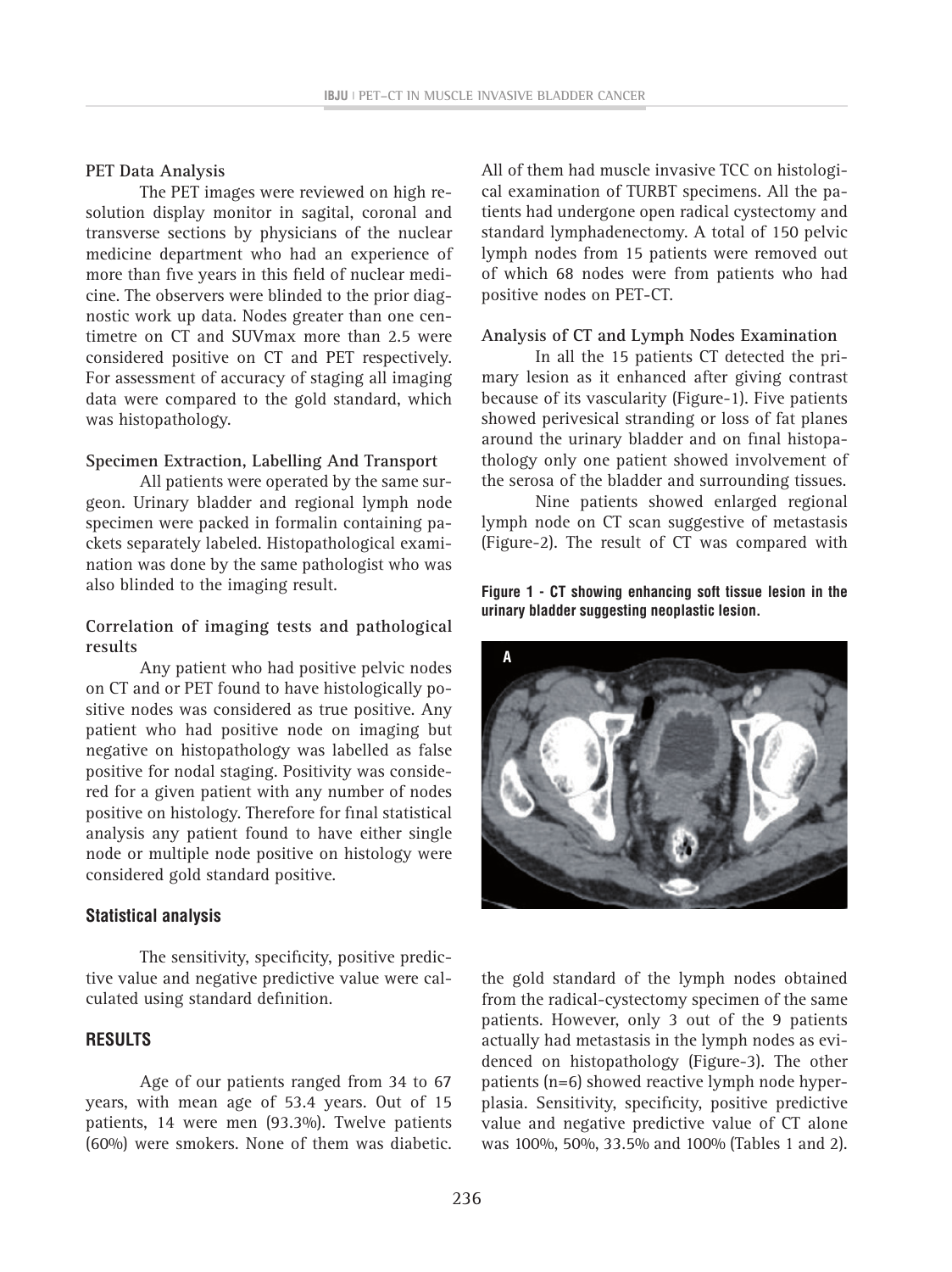**PET Data Analysis**

The PET images were reviewed on high resolution display monitor in sagital, coronal and transverse sections by physicians of the nuclear medicine department who had an experience of more than five years in this field of nuclear medicine. The observers were blinded to the prior diagnostic work up data. Nodes greater than one centimetre on CT and SUVmax more than 2.5 were considered positive on CT and PET respectively. For assessment of accuracy of staging all imaging data were compared to the gold standard, which was histopathology.

**Specimen Extraction, Labelling And Transport**

All patients were operated by the same surgeon. Urinary bladder and regional lymph node specimen were packed in formalin containing packets separately labeled. Histopathological examination was done by the same pathologist who was also blinded to the imaging result.

**Correlation of imaging tests and pathological results**

Any patient who had positive pelvic nodes on CT and or PET found to have histologically positive nodes was considered as true positive. Any patient who had positive node on imaging but negative on histopathology was labelled as false positive for nodal staging. Positivity was considered for a given patient with any number of nodes positive on histology. Therefore for final statistical analysis any patient found to have either single node or multiple node positive on histology were considered gold standard positive.

## Statistical analysis

The sensitivity, specificity, positive predictive value and negative predictive value were calculated using standard definition.

## RESULTS

Age of our patients ranged from 34 to 67 years, with mean age of 53.4 years. Out of 15 patients, 14 were men (93.3%). Twelve patients (60%) were smokers. None of them was diabetic. All of them had muscle invasive TCC on histological examination of TURBT specimens. All the patients had undergone open radical cystectomy and standard lymphadenectomy. A total of 150 pelvic lymph nodes from 15 patients were removed out of which 68 nodes were from patients who had positive nodes on PET-CT.

**Analysis of CT and Lymph Nodes Examination**

In all the 15 patients CT detected the primary lesion as it enhanced after giving contrast because of its vascularity (Figure-1). Five patients showed perivesical stranding or loss of fat planes around the urinary bladder and on final histopathology only one patient showed involvement of the serosa of the bladder and surrounding tissues.

Nine patients showed enlarged regional lymph node on CT scan suggestive of metastasis (Figure-2). The result of CT was compared with the gold standard of the lymph nodes obtained from the radical-cystectomy specimen of the same patients. However, only 3 out of the 9 patients actually had metastasis in the lymph nodes as evidenced on histopathology (Figure-3). The other patients (n=6) showed reactive lymph node hyperplasia. Sensitivity, specificity, positive predictive value and negative predictive value of CT alone was 100%, 50%, 33.5% and 100% (Tables 1 and 2).

**Figure 1 - CT showing enhancing soft tissue lesion in the urinary bladder suggesting neoplastic lesion.**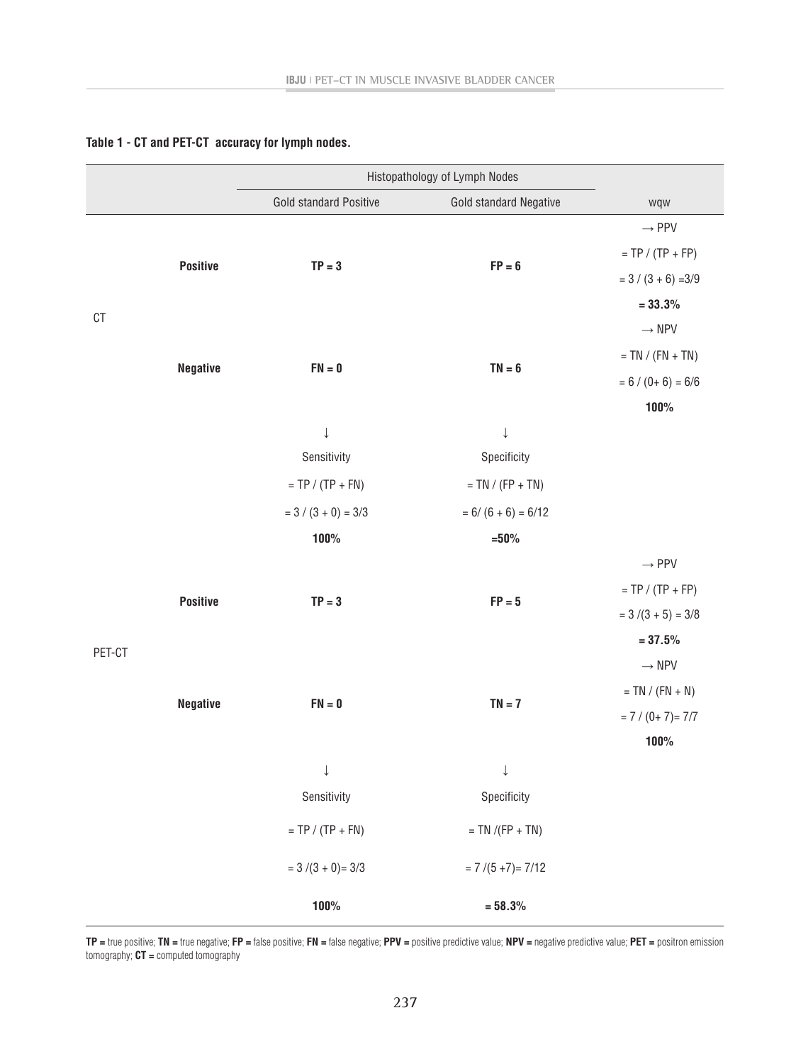**Table 1 - CT and PET-CT accuracy for lymph nodes.**

| | | Histopathology of Lymph Nodes | | |
|---|---|---|---|---|
| | | Gold standard Positive | Gold standard Negative | wqw |
| CT | **Positive** | **TP = 3** | **FP = 6** | → PPV = TP / (TP + FP) = 3 / (3 + 6) =3/9 **= 33.3%** |
| | **Negative** | **FN = 0** | **TN = 6** | → NPV = TN / (FN + TN) = 6 / (0+ 6) = 6/6 **100%** |
| | | ↓ Sensitivity = TP / (TP + FN) = 3 / (3 + 0) = 3/3 **100%** | ↓ Specificity = TN / (FP + TN) = 6/ (6 + 6) = 6/12 **=50%** | |
| PET-CT | **Positive** | **TP = 3** | **FP = 5** | → PPV = TP / (TP + FP) = 3 /(3 + 5) = 3/8 **= 37.5%** |
| | **Negative** | **FN = 0** | **TN = 7** | → NPV = TN / (FN + N) = 7 / (0+ 7)= 7/7 **100%** |
| | | ↓ Sensitivity = TP / (TP + FN) = 3 /(3 + 0)= 3/3 **100%** | ↓ Specificity = TN /(FP + TN) = 7 /(5 +7)= 7/12 **= 58.3%** | |

**TP =** true positive; **TN =** true negative; **FP =** false positive; **FN =** false negative; **PPV =** positive predictive value; **NPV =** negative predictive value; **PET =** positron emission tomography; **CT =** computed tomography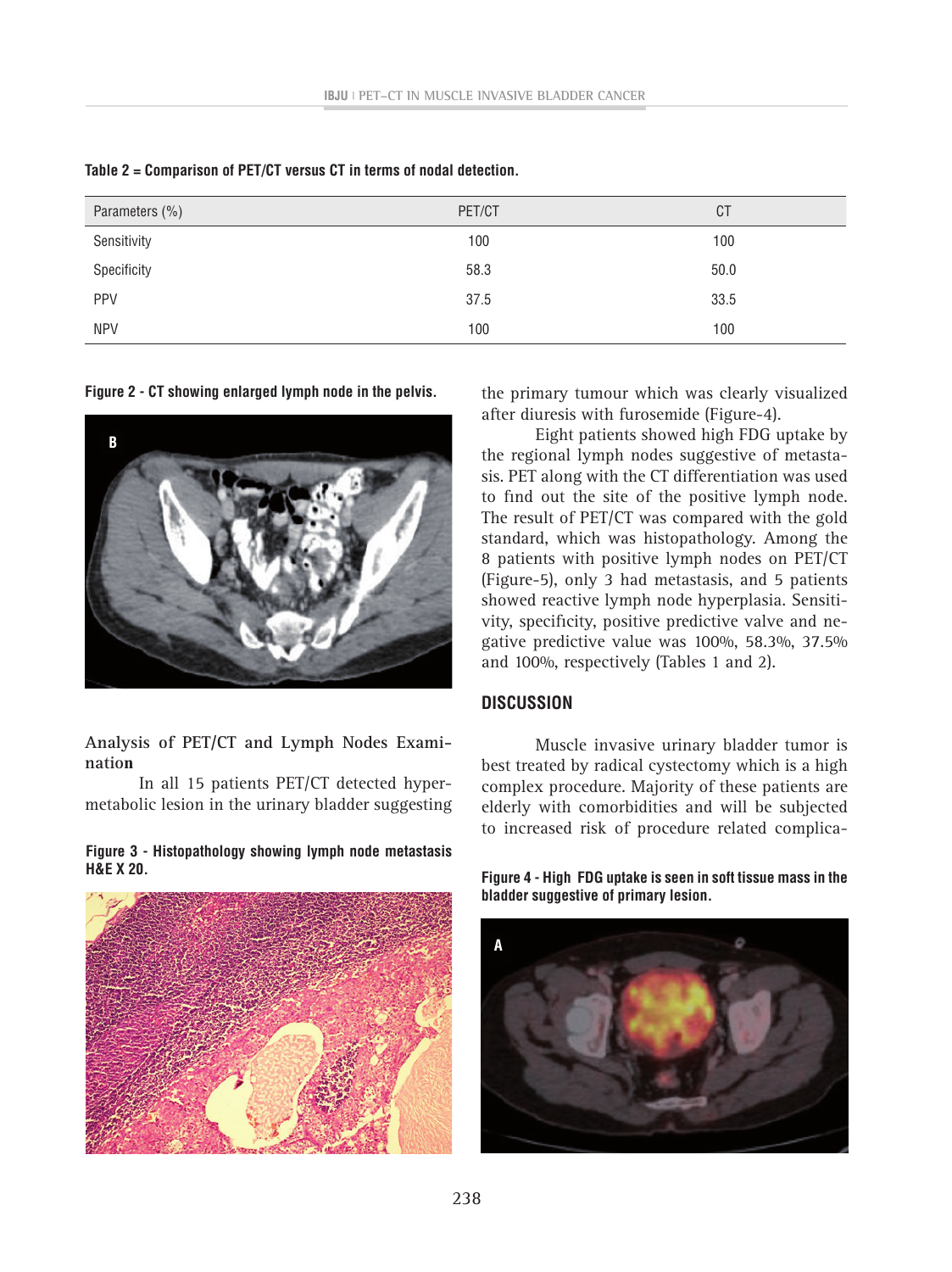Table 2 = Comparison of PET/CT versus CT in terms of nodal detection.

| Parameters (%) | PET/CT | CT |
|---|---|---|
| Sensitivity | 100 | 100 |
| Specificity | 58.3 | 50.0 |
| PPV | 37.5 | 33.5 |
| NPV | 100 | 100 |

**Figure 2 - CT showing enlarged lymph node in the pelvis.**

### Analysis of PET/CT and Lymph Nodes Examination

In all 15 patients PET/CT detected hypermetabolic lesion in the urinary bladder suggesting the primary tumour which was clearly visualized after diuresis with furosemide (Figure-4).

**Figure 3 - Histopathology showing lymph node metastasis H&E X 20.**

Eight patients showed high FDG uptake by the regional lymph nodes suggestive of metastasis. PET along with the CT differentiation was used to find out the site of the positive lymph node. The result of PET/CT was compared with the gold standard, which was histopathology. Among the 8 patients with positive lymph nodes on PET/CT (Figure-5), only 3 had metastasis, and 5 patients showed reactive lymph node hyperplasia. Sensitivity, specificity, positive predictive valve and negative predictive value was 100%, 58.3%, 37.5% and 100%, respectively (Tables 1 and 2).

## DISCUSSION

Muscle invasive urinary bladder tumor is best treated by radical cystectomy which is a high complex procedure. Majority of these patients are elderly with comorbidities and will be subjected to increased risk of procedure related complica-

**Figure 4 - High FDG uptake is seen in soft tissue mass in the bladder suggestive of primary lesion.**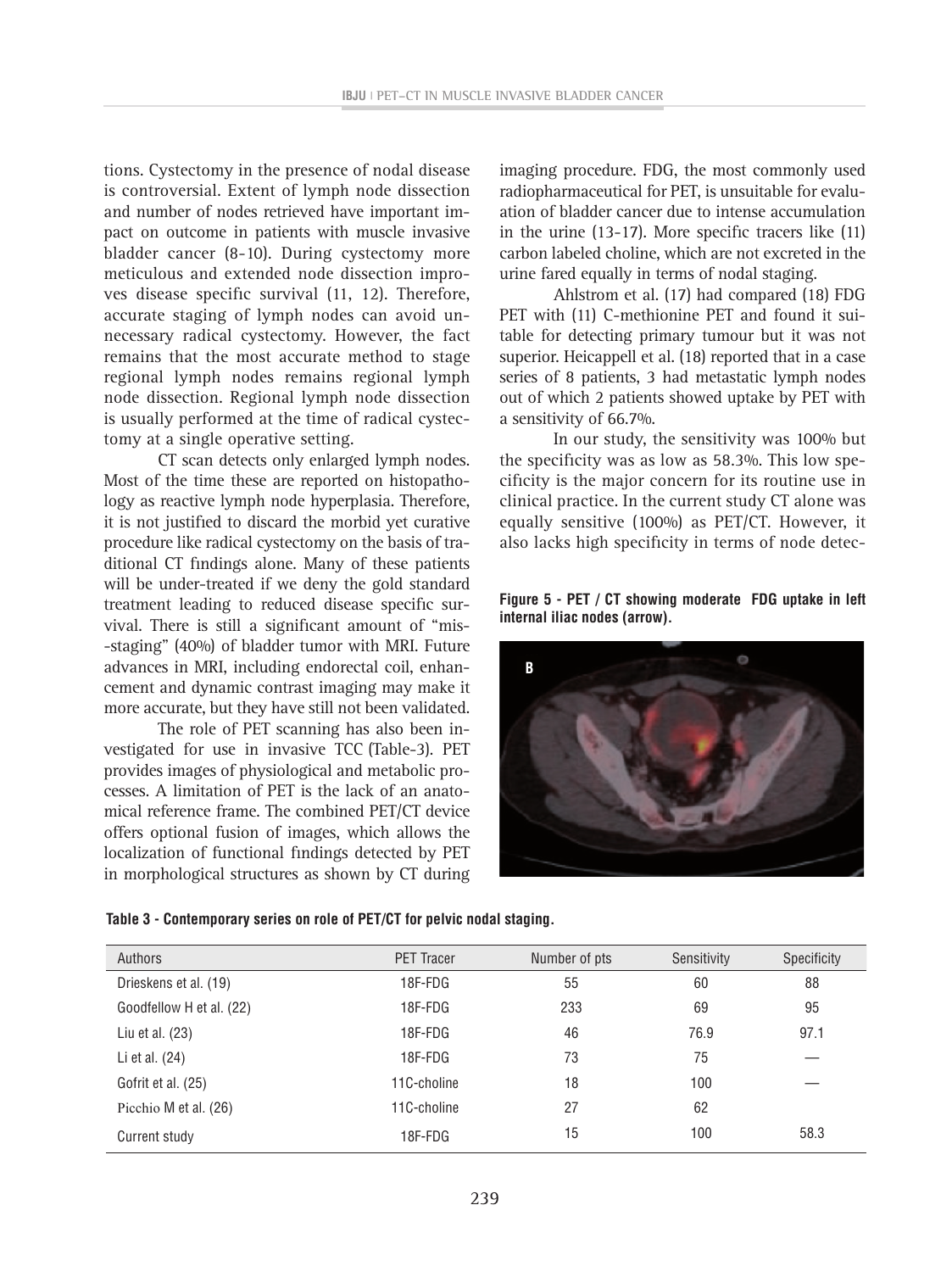tions. Cystectomy in the presence of nodal disease is controversial. Extent of lymph node dissection and number of nodes retrieved have important impact on outcome in patients with muscle invasive bladder cancer (8-10). During cystectomy more meticulous and extended node dissection improves disease specific survival (11, 12). Therefore, accurate staging of lymph nodes can avoid unnecessary radical cystectomy. However, the fact remains that the most accurate method to stage regional lymph nodes remains regional lymph node dissection. Regional lymph node dissection is usually performed at the time of radical cystectomy at a single operative setting.

CT scan detects only enlarged lymph nodes. Most of the time these are reported on histopathology as reactive lymph node hyperplasia. Therefore, it is not justified to discard the morbid yet curative procedure like radical cystectomy on the basis of traditional CT findings alone. Many of these patients will be under-treated if we deny the gold standard treatment leading to reduced disease specific survival. There is still a significant amount of "mis--staging" (40%) of bladder tumor with MRI. Future advances in MRI, including endorectal coil, enhancement and dynamic contrast imaging may make it more accurate, but they have still not been validated.

The role of PET scanning has also been investigated for use in invasive TCC (Table-3). PET provides images of physiological and metabolic processes. A limitation of PET is the lack of an anatomical reference frame. The combined PET/CT device offers optional fusion of images, which allows the localization of functional findings detected by PET in morphological structures as shown by CT during imaging procedure. FDG, the most commonly used radiopharmaceutical for PET, is unsuitable for evaluation of bladder cancer due to intense accumulation in the urine (13-17). More specific tracers like (11) carbon labeled choline, which are not excreted in the urine fared equally in terms of nodal staging.

Ahlstrom et al. (17) had compared (18) FDG PET with (11) C-methionine PET and found it suitable for detecting primary tumour but it was not superior. Heicappell et al. (18) reported that in a case series of 8 patients, 3 had metastatic lymph nodes out of which 2 patients showed uptake by PET with a sensitivity of 66.7%.

In our study, the sensitivity was 100% but the specificity was as low as 58.3%. This low specificity is the major concern for its routine use in clinical practice. In the current study CT alone was equally sensitive (100%) as PET/CT. However, it also lacks high specificity in terms of node detec-

**Figure 5 - PET / CT showing moderate FDG uptake in left internal iliac nodes (arrow).**

**Table 3 - Contemporary series on role of PET/CT for pelvic nodal staging.**

| Authors | PET Tracer | Number of pts | Sensitivity | Specificity |
|---|---|---|---|---|
| Drieskens et al. (19) | 18F-FDG | 55 | 60 | 88 |
| Goodfellow H et al. (22) | 18F-FDG | 233 | 69 | 95 |
| Liu et al. (23) | 18F-FDG | 46 | 76.9 | 97.1 |
| Li et al. (24) | 18F-FDG | 73 | 75 | — |
| Gofrit et al. (25) | 11C-choline | 18 | 100 | — |
| Picchio M et al. (26) | 11C-choline | 27 | 62 | |
| Current study | 18F-FDG | 15 | 100 | 58.3 |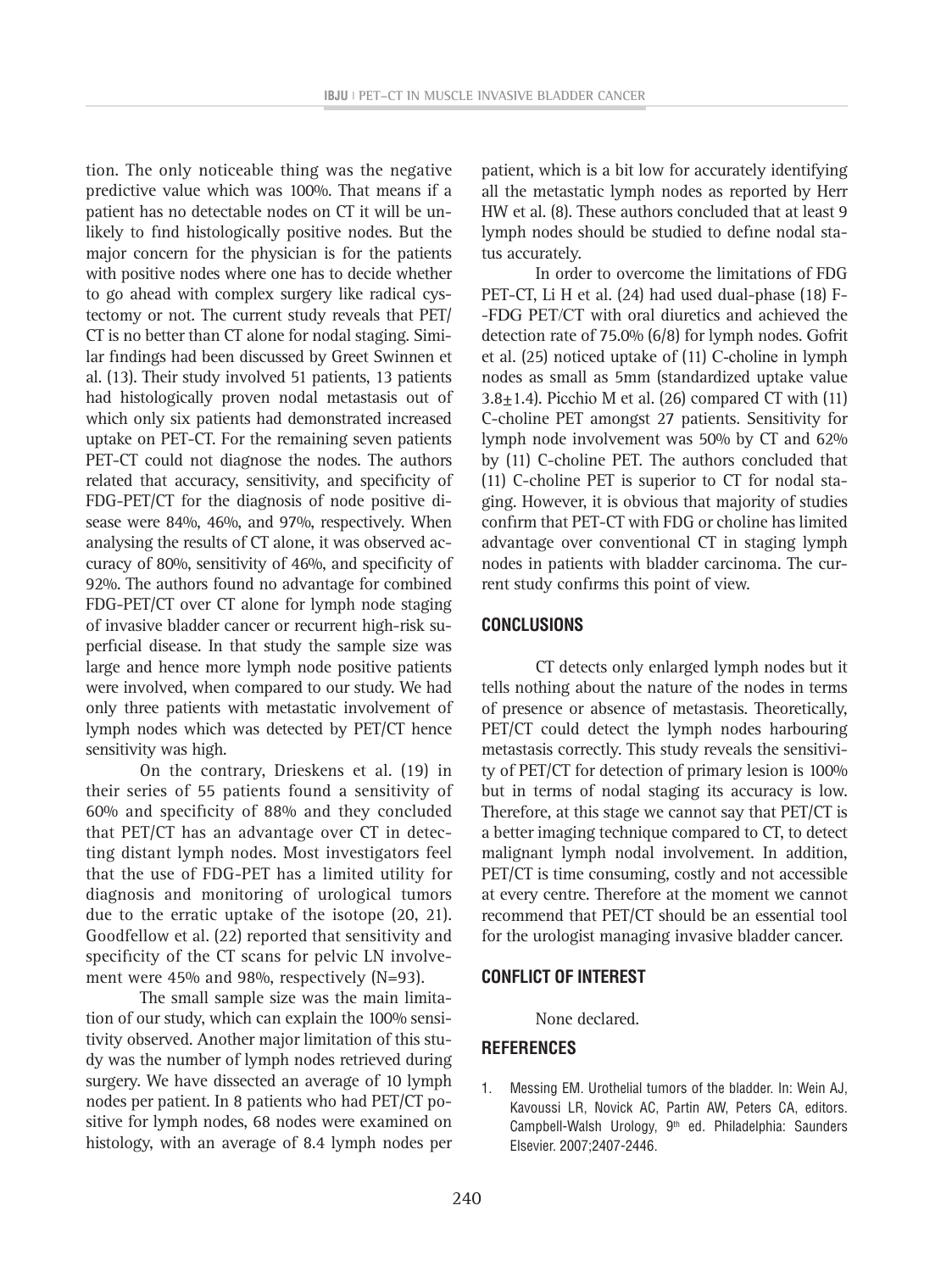tion. The only noticeable thing was the negative predictive value which was 100%. That means if a patient has no detectable nodes on CT it will be unlikely to find histologically positive nodes. But the major concern for the physician is for the patients with positive nodes where one has to decide whether to go ahead with complex surgery like radical cystectomy or not. The current study reveals that PET/CT is no better than CT alone for nodal staging. Similar findings had been discussed by Greet Swinnen et al. (13). Their study involved 51 patients, 13 patients had histologically proven nodal metastasis out of which only six patients had demonstrated increased uptake on PET-CT. For the remaining seven patients PET-CT could not diagnose the nodes. The authors related that accuracy, sensitivity, and specificity of FDG-PET/CT for the diagnosis of node positive disease were 84%, 46%, and 97%, respectively. When analysing the results of CT alone, it was observed accuracy of 80%, sensitivity of 46%, and specificity of 92%. The authors found no advantage for combined FDG-PET/CT over CT alone for lymph node staging of invasive bladder cancer or recurrent high-risk superficial disease. In that study the sample size was large and hence more lymph node positive patients were involved, when compared to our study. We had only three patients with metastatic involvement of lymph nodes which was detected by PET/CT hence sensitivity was high.

On the contrary, Drieskens et al. (19) in their series of 55 patients found a sensitivity of 60% and specificity of 88% and they concluded that PET/CT has an advantage over CT in detecting distant lymph nodes. Most investigators feel that the use of FDG-PET has a limited utility for diagnosis and monitoring of urological tumors due to the erratic uptake of the isotope (20, 21). Goodfellow et al. (22) reported that sensitivity and specificity of the CT scans for pelvic LN involvement were 45% and 98%, respectively (N=93).

The small sample size was the main limitation of our study, which can explain the 100% sensitivity observed. Another major limitation of this study was the number of lymph nodes retrieved during surgery. We have dissected an average of 10 lymph nodes per patient. In 8 patients who had PET/CT positive for lymph nodes, 68 nodes were examined on histology, with an average of 8.4 lymph nodes per patient, which is a bit low for accurately identifying all the metastatic lymph nodes as reported by Herr HW et al. (8). These authors concluded that at least 9 lymph nodes should be studied to define nodal status accurately.

In order to overcome the limitations of FDG PET-CT, Li H et al. (24) had used dual-phase (18) F--FDG PET/CT with oral diuretics and achieved the detection rate of 75.0% (6/8) for lymph nodes. Gofrit et al. (25) noticed uptake of (11) C-choline in lymph nodes as small as 5mm (standardized uptake value $3.8 \pm 1.4$). Picchio M et al. (26) compared CT with (11) C-choline PET amongst 27 patients. Sensitivity for lymph node involvement was 50% by CT and 62% by (11) C-choline PET. The authors concluded that (11) C-choline PET is superior to CT for nodal staging. However, it is obvious that majority of studies confirm that PET-CT with FDG or choline has limited advantage over conventional CT in staging lymph nodes in patients with bladder carcinoma. The current study confirms this point of view.

## CONCLUSIONS

CT detects only enlarged lymph nodes but it tells nothing about the nature of the nodes in terms of presence or absence of metastasis. Theoretically, PET/CT could detect the lymph nodes harbouring metastasis correctly. This study reveals the sensitivity of PET/CT for detection of primary lesion is 100% but in terms of nodal staging its accuracy is low. Therefore, at this stage we cannot say that PET/CT is a better imaging technique compared to CT, to detect malignant lymph nodal involvement. In addition, PET/CT is time consuming, costly and not accessible at every centre. Therefore at the moment we cannot recommend that PET/CT should be an essential tool for the urologist managing invasive bladder cancer.

## CONFLICT OF INTEREST

None declared.

## REFERENCES

1. Messing EM. Urothelial tumors of the bladder. In: Wein AJ, Kavoussi LR, Novick AC, Partin AW, Peters CA, editors. Campbell-Walsh Urology, 9th ed. Philadelphia: Saunders Elsevier. 2007;2407-2446.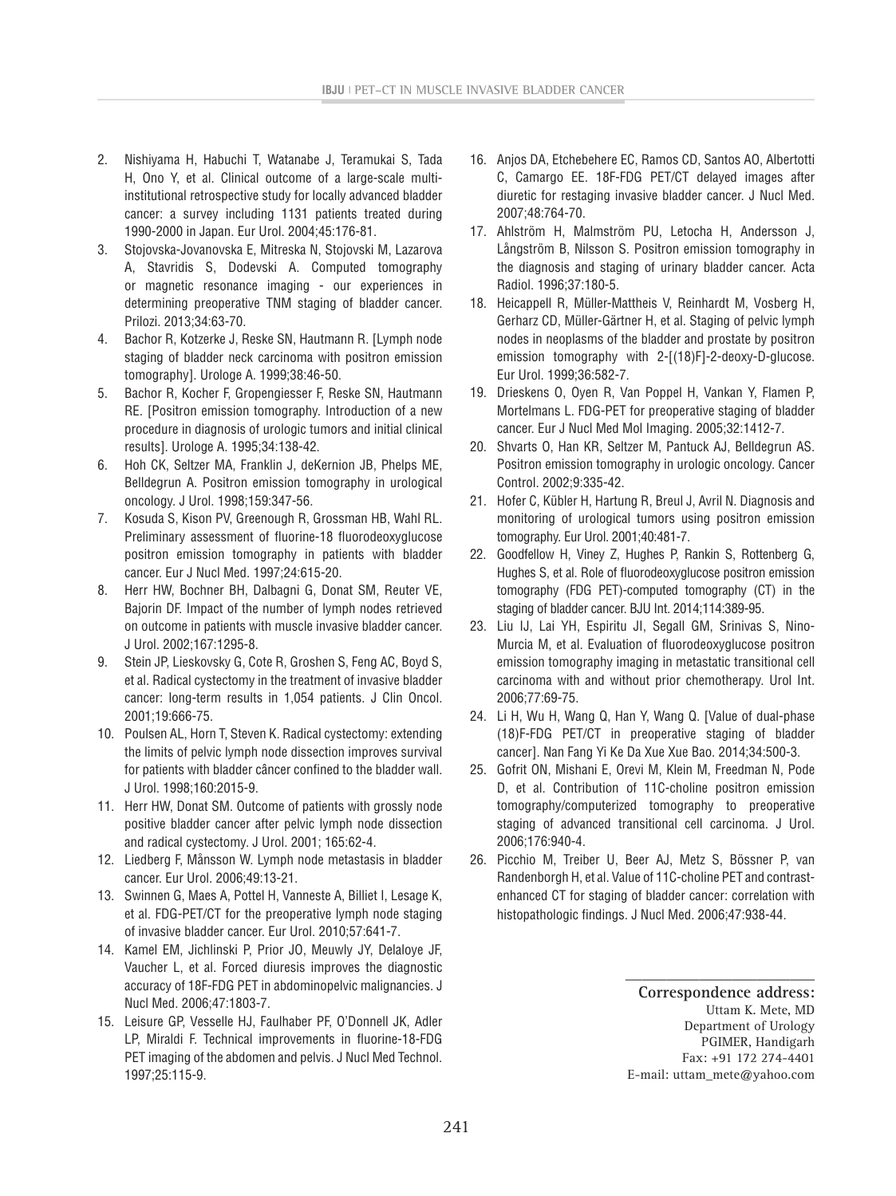2. Nishiyama H, Habuchi T, Watanabe J, Teramukai S, Tada H, Ono Y, et al. Clinical outcome of a large-scale multi-institutional retrospective study for locally advanced bladder cancer: a survey including 1131 patients treated during 1990-2000 in Japan. Eur Urol. 2004;45:176-81.
3. Stojovska-Jovanovska E, Mitreska N, Stojovski M, Lazarova A, Stavridis S, Dodevski A. Computed tomography or magnetic resonance imaging - our experiences in determining preoperative TNM staging of bladder cancer. Prilozi. 2013;34:63-70.
4. Bachor R, Kotzerke J, Reske SN, Hautmann R. [Lymph node staging of bladder neck carcinoma with positron emission tomography]. Urologe A. 1999;38:46-50.
5. Bachor R, Kocher F, Gropengiesser F, Reske SN, Hautmann RE. [Positron emission tomography. Introduction of a new procedure in diagnosis of urologic tumors and initial clinical results]. Urologe A. 1995;34:138-42.
6. Hoh CK, Seltzer MA, Franklin J, deKernion JB, Phelps ME, Belldegrun A. Positron emission tomography in urological oncology. J Urol. 1998;159:347-56.
7. Kosuda S, Kison PV, Greenough R, Grossman HB, Wahl RL. Preliminary assessment of fluorine-18 fluorodeoxyglucose positron emission tomography in patients with bladder cancer. Eur J Nucl Med. 1997;24:615-20.
8. Herr HW, Bochner BH, Dalbagni G, Donat SM, Reuter VE, Bajorin DF. Impact of the number of lymph nodes retrieved on outcome in patients with muscle invasive bladder cancer. J Urol. 2002;167:1295-8.
9. Stein JP, Lieskovsky G, Cote R, Groshen S, Feng AC, Boyd S, et al. Radical cystectomy in the treatment of invasive bladder cancer: long-term results in 1,054 patients. J Clin Oncol. 2001;19:666-75.
10. Poulsen AL, Horn T, Steven K. Radical cystectomy: extending the limits of pelvic lymph node dissection improves survival for patients with bladder câncer confined to the bladder wall. J Urol. 1998;160:2015-9.
11. Herr HW, Donat SM. Outcome of patients with grossly node positive bladder cancer after pelvic lymph node dissection and radical cystectomy. J Urol. 2001; 165:62-4.
12. Liedberg F, Månsson W. Lymph node metastasis in bladder cancer. Eur Urol. 2006;49:13-21.
13. Swinnen G, Maes A, Pottel H, Vanneste A, Billiet I, Lesage K, et al. FDG-PET/CT for the preoperative lymph node staging of invasive bladder cancer. Eur Urol. 2010;57:641-7.
14. Kamel EM, Jichlinski P, Prior JO, Meuwly JY, Delaloye JF, Vaucher L, et al. Forced diuresis improves the diagnostic accuracy of 18F-FDG PET in abdominopelvic malignancies. J Nucl Med. 2006;47:1803-7.
15. Leisure GP, Vesselle HJ, Faulhaber PF, O'Donnell JK, Adler LP, Miraldi F. Technical improvements in fluorine-18-FDG PET imaging of the abdomen and pelvis. J Nucl Med Technol. 1997;25:115-9.
16. Anjos DA, Etchebehere EC, Ramos CD, Santos AO, Albertotti C, Camargo EE. 18F-FDG PET/CT delayed images after diuretic for restaging invasive bladder cancer. J Nucl Med. 2007;48:764-70.
17. Ahlström H, Malmström PU, Letocha H, Andersson J, Långström B, Nilsson S. Positron emission tomography in the diagnosis and staging of urinary bladder cancer. Acta Radiol. 1996;37:180-5.
18. Heicappell R, Müller-Mattheis V, Reinhardt M, Vosberg H, Gerharz CD, Müller-Gärtner H, et al. Staging of pelvic lymph nodes in neoplasms of the bladder and prostate by positron emission tomography with 2-[(18)F]-2-deoxy-D-glucose. Eur Urol. 1999;36:582-7.
19. Drieskens O, Oyen R, Van Poppel H, Vankan Y, Flamen P, Mortelmans L. FDG-PET for preoperative staging of bladder cancer. Eur J Nucl Med Mol Imaging. 2005;32:1412-7.
20. Shvarts O, Han KR, Seltzer M, Pantuck AJ, Belldegrun AS. Positron emission tomography in urologic oncology. Cancer Control. 2002;9:335-42.
21. Hofer C, Kübler H, Hartung R, Breul J, Avril N. Diagnosis and monitoring of urological tumors using positron emission tomography. Eur Urol. 2001;40:481-7.
22. Goodfellow H, Viney Z, Hughes P, Rankin S, Rottenberg G, Hughes S, et al. Role of fluorodeoxyglucose positron emission tomography (FDG PET)-computed tomography (CT) in the staging of bladder cancer. BJU Int. 2014;114:389-95.
23. Liu IJ, Lai YH, Espiritu JI, Segall GM, Srinivas S, Nino-Murcia M, et al. Evaluation of fluorodeoxyglucose positron emission tomography imaging in metastatic transitional cell carcinoma with and without prior chemotherapy. Urol Int. 2006;77:69-75.
24. Li H, Wu H, Wang Q, Han Y, Wang Q. [Value of dual-phase (18)F-FDG PET/CT in preoperative staging of bladder cancer]. Nan Fang Yi Ke Da Xue Xue Bao. 2014;34:500-3.
25. Gofrit ON, Mishani E, Orevi M, Klein M, Freedman N, Pode D, et al. Contribution of 11C-choline positron emission tomography/computerized tomography to preoperative staging of advanced transitional cell carcinoma. J Urol. 2006;176:940-4.
26. Picchio M, Treiber U, Beer AJ, Metz S, Bössner P, van Randenborgh H, et al. Value of 11C-choline PET and contrast-enhanced CT for staging of bladder cancer: correlation with histopathologic findings. J Nucl Med. 2006;47:938-44.

**Correspondence address:**
Uttam K. Mete, MD
Department of Urology
PGIMER, Handigarh
Fax: +91 172 274-4401
E-mail: uttam_mete@yahoo.com